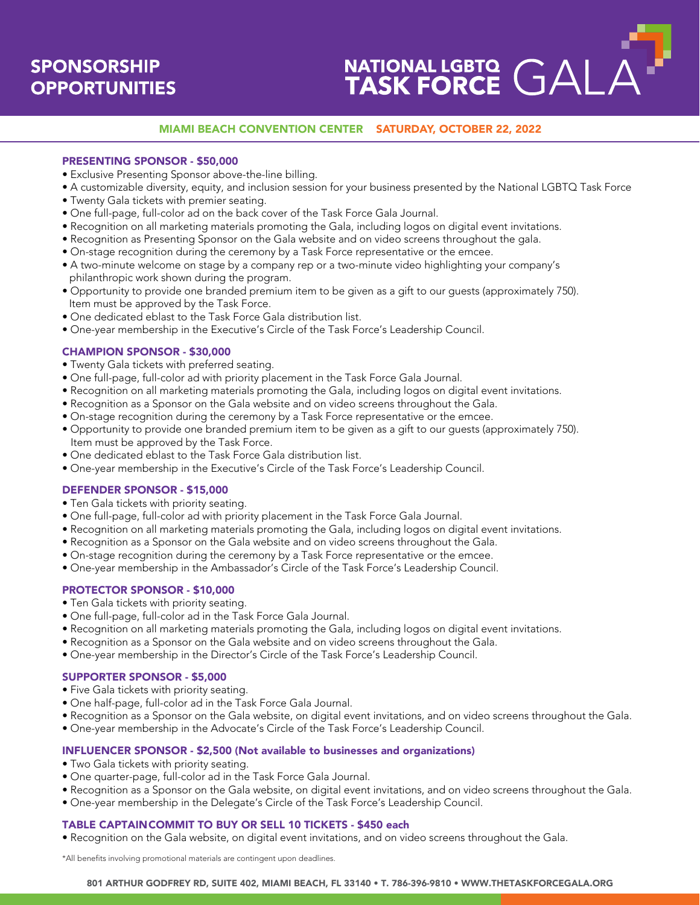# SPONSORSHIP OPPORTUNITIES

# NATIONAL LGBTQ TASK FORCE GALA

**MIAMI BEACH CONVENTION CENTER** **SATURDAY, OCTOBER 22, 2022**

## PRESENTING SPONSOR - $50,000

- Exclusive Presenting Sponsor above-the-line billing.
- A customizable diversity, equity, and inclusion session for your business presented by the National LGBTQ Task Force
- Twenty Gala tickets with premier seating.
- One full-page, full-color ad on the back cover of the Task Force Gala Journal.
- Recognition on all marketing materials promoting the Gala, including logos on digital event invitations.
- Recognition as Presenting Sponsor on the Gala website and on video screens throughout the gala.
- On-stage recognition during the ceremony by a Task Force representative or the emcee.
- A two-minute welcome on stage by a company rep or a two-minute video highlighting your company's philanthropic work shown during the program.
- Opportunity to provide one branded premium item to be given as a gift to our guests (approximately 750). Item must be approved by the Task Force.
- One dedicated eblast to the Task Force Gala distribution list.
- One-year membership in the Executive's Circle of the Task Force's Leadership Council.

## CHAMPION SPONSOR - $30,000

- Twenty Gala tickets with preferred seating.
- One full-page, full-color ad with priority placement in the Task Force Gala Journal.
- Recognition on all marketing materials promoting the Gala, including logos on digital event invitations.
- Recognition as a Sponsor on the Gala website and on video screens throughout the Gala.
- On-stage recognition during the ceremony by a Task Force representative or the emcee.
- Opportunity to provide one branded premium item to be given as a gift to our guests (approximately 750). Item must be approved by the Task Force.
- One dedicated eblast to the Task Force Gala distribution list.
- One-year membership in the Executive's Circle of the Task Force's Leadership Council.

## DEFENDER SPONSOR - $15,000

- Ten Gala tickets with priority seating.
- One full-page, full-color ad with priority placement in the Task Force Gala Journal.
- Recognition on all marketing materials promoting the Gala, including logos on digital event invitations.
- Recognition as a Sponsor on the Gala website and on video screens throughout the Gala.
- On-stage recognition during the ceremony by a Task Force representative or the emcee.
- One-year membership in the Ambassador's Circle of the Task Force's Leadership Council.

## PROTECTOR SPONSOR - $10,000

- Ten Gala tickets with priority seating.
- One full-page, full-color ad in the Task Force Gala Journal.
- Recognition on all marketing materials promoting the Gala, including logos on digital event invitations.
- Recognition as a Sponsor on the Gala website and on video screens throughout the Gala.
- One-year membership in the Director's Circle of the Task Force's Leadership Council.

## SUPPORTER SPONSOR - $5,000

- Five Gala tickets with priority seating.
- One half-page, full-color ad in the Task Force Gala Journal.
- Recognition as a Sponsor on the Gala website, on digital event invitations, and on video screens throughout the Gala.
- One-year membership in the Advocate's Circle of the Task Force's Leadership Council.

## INFLUENCER SPONSOR - $2,500 (Not available to businesses and organizations)

- Two Gala tickets with priority seating.
- One quarter-page, full-color ad in the Task Force Gala Journal.
- Recognition as a Sponsor on the Gala website, on digital event invitations, and on video screens throughout the Gala.
- One-year membership in the Delegate's Circle of the Task Force's Leadership Council.

## TABLE CAPTAINCOMMIT TO BUY OR SELL 10 TICKETS - $450 each

- Recognition on the Gala website, on digital event invitations, and on video screens throughout the Gala.

*All benefits involving promotional materials are contingent upon deadlines.

801 ARTHUR GODFREY RD, SUITE 402, MIAMI BEACH, FL 33140 • T. 786-396-9810 • WWW.THETASKFORCEGALA.ORG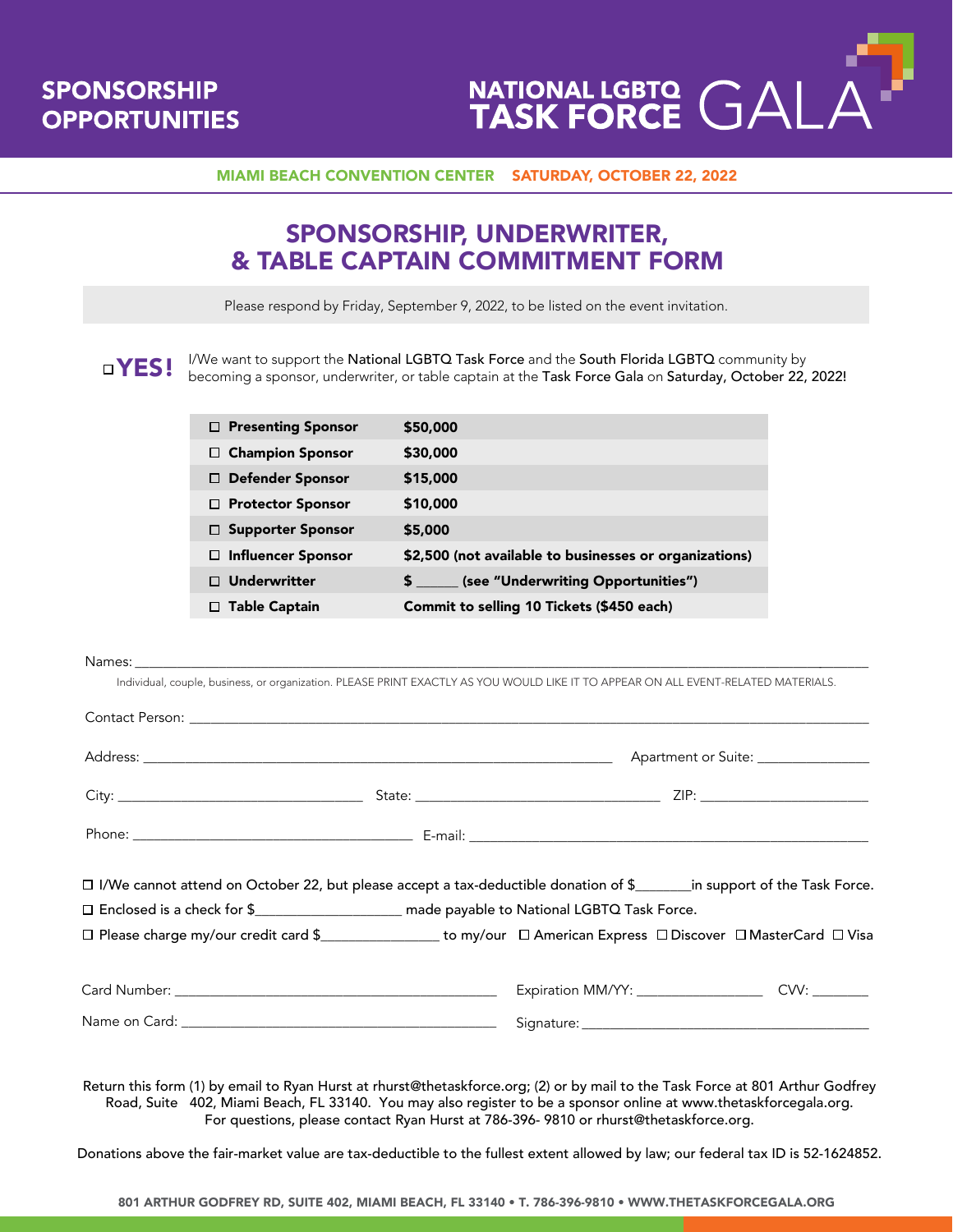# SPONSORSHIP OPPORTUNITIES

# NATIONAL LGBTQ TASK FORCE GALA

**MIAMI BEACH CONVENTION CENTER** **SATURDAY, OCTOBER 22, 2022**

## SPONSORSHIP, UNDERWRITER, & TABLE CAPTAIN COMMITMENT FORM

Please respond by Friday, September 9, 2022, to be listed on the event invitation.

☐ **YES!** I/We want to support the National LGBTQ Task Force and the South Florida LGBTQ community by becoming a sponsor, underwriter, or table captain at the Task Force Gala on Saturday, October 22, 2022!

| | |
|---|---|
| ☐ **Presenting Sponsor** | **$50,000** |
| ☐ **Champion Sponsor** | **$30,000** |
| ☐ **Defender Sponsor** | **$15,000** |
| ☐ **Protector Sponsor** | **$10,000** |
| ☐ **Supporter Sponsor** | **$5,000** |
| ☐ **Influencer Sponsor** | **$2,500 (not available to businesses or organizations)** |
| ☐ **Underwritter** | **$ ______ (see "Underwriting Opportunities")** |
| ☐ **Table Captain** | **Commit to selling 10 Tickets ($450 each)** |

Names: ____________________________________________

Individual, couple, business, or organization. PLEASE PRINT EXACTLY AS YOU WOULD LIKE IT TO APPEAR ON ALL EVENT-RELATED MATERIALS.

Contact Person: ____________________________________________

Address: ______________________________ Apartment or Suite: ______________

City: ______________ State: ______________ ZIP: ______________

Phone: ______________ E-mail: ______________________________

☐ I/We cannot attend on October 22, but please accept a tax-deductible donation of $_______in support of the Task Force.

☐ Enclosed is a check for $__________________ made payable to National LGBTQ Task Force.

☐ Please charge my/our credit card $_______________ to my/our ☐ American Express ☐ Discover ☐ MasterCard ☐ Visa

Card Number: ______________________________ Expiration MM/YY: ______________ CVV: _______

Name on Card: ______________________________ Signature: ______________________________

Return this form (1) by email to Ryan Hurst at rhurst@thetaskforce.org; (2) or by mail to the Task Force at 801 Arthur Godfrey Road, Suite 402, Miami Beach, FL 33140. You may also register to be a sponsor online at www.thetaskforcegala.org. For questions, please contact Ryan Hurst at 786-396- 9810 or rhurst@thetaskforce.org.

Donations above the fair-market value are tax-deductible to the fullest extent allowed by law; our federal tax ID is 52-1624852.

801 ARTHUR GODFREY RD, SUITE 402, MIAMI BEACH, FL 33140 • T. 786-396-9810 • WWW.THETASKFORCEGALA.ORG